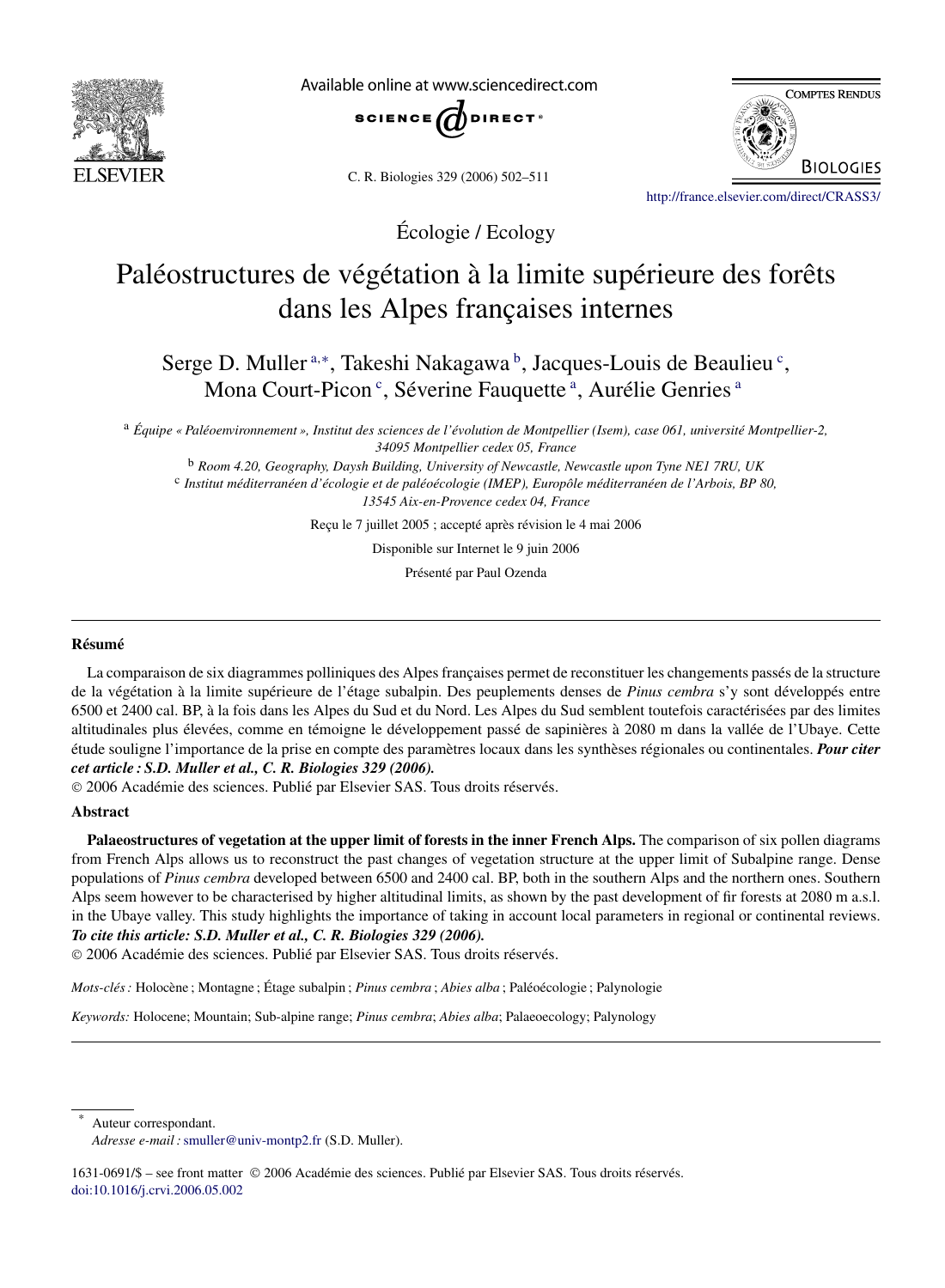Écologie / Ecology

# Paléostructures de végétation à la limite supérieure des forêts dans les Alpes françaises internes

Serge D. Muller[a,*], Takeshi Nakagawa[b], Jacques-Louis de Beaulieu[c], Mona Court-Picon[c], Séverine Fauquette[a], Aurélie Genries[a]

[a] *Équipe « Paléoenvironnement », Institut des sciences de l'évolution de Montpellier (Isem), case 061, université Montpellier-2, 34095 Montpellier cedex 05, France*

[b] *Room 4.20, Geography, Daysh Building, University of Newcastle, Newcastle upon Tyne NE1 7RU, UK*

[c] *Institut méditerranéen d'écologie et de paléoécologie (IMEP), Europôle méditerranéen de l'Arbois, BP 80, 13545 Aix-en-Provence cedex 04, France*

Reçu le 7 juillet 2005 ; accepté après révision le 4 mai 2006

Disponible sur Internet le 9 juin 2006

Présenté par Paul Ozenda

---

## Résumé

La comparaison de six diagrammes polliniques des Alpes françaises permet de reconstituer les changements passés de la structure de la végétation à la limite supérieure de l'étage subalpin. Des peuplements denses de *Pinus cembra* s'y sont développés entre 6500 et 2400 cal. BP, à la fois dans les Alpes du Sud et du Nord. Les Alpes du Sud semblent toutefois caractérisées par des limites altitudinales plus élevées, comme en témoigne le développement passé de sapinières à 2080 m dans la vallée de l'Ubaye. Cette étude souligne l'importance de la prise en compte des paramètres locaux dans les synthèses régionales ou continentales. ***Pour citer cet article : S.D. Muller et al., C. R. Biologies 329 (2006).***

© 2006 Académie des sciences. Publié par Elsevier SAS. Tous droits réservés.

## Abstract

**Palaeostructures of vegetation at the upper limit of forests in the inner French Alps.** The comparison of six pollen diagrams from French Alps allows us to reconstruct the past changes of vegetation structure at the upper limit of Subalpine range. Dense populations of *Pinus cembra* developed between 6500 and 2400 cal. BP, both in the southern Alps and the northern ones. Southern Alps seem however to be characterised by higher altitudinal limits, as shown by the past development of fir forests at 2080 m a.s.l. in the Ubaye valley. This study highlights the importance of taking in account local parameters in regional or continental reviews. ***To cite this article: S.D. Muller et al., C. R. Biologies 329 (2006).***

© 2006 Académie des sciences. Publié par Elsevier SAS. Tous droits réservés.

*Mots-clés :* Holocène ; Montagne ; Étage subalpin ; *Pinus cembra* ; *Abies alba* ; Paléoécologie ; Palynologie

*Keywords:* Holocene; Mountain; Sub-alpine range; *Pinus cembra*; *Abies alba*; Palaeoecology; Palynology

---

\* Auteur correspondant.
*Adresse e-mail :* smuller@univ-montp2.fr (S.D. Muller).

1631-0691/$ – see front matter © 2006 Académie des sciences. Publié par Elsevier SAS. Tous droits réservés.
doi:10.1016/j.crvi.2006.05.002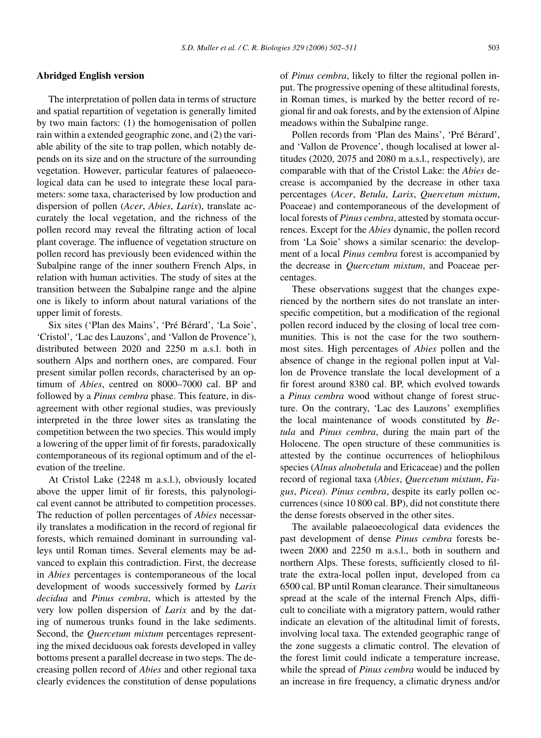## Abridged English version

The interpretation of pollen data in terms of structure and spatial repartition of vegetation is generally limited by two main factors: (1) the homogenisation of pollen rain within a extended geographic zone, and (2) the variable ability of the site to trap pollen, which notably depends on its size and on the structure of the surrounding vegetation. However, particular features of palaeoecological data can be used to integrate these local parameters: some taxa, characterised by low production and dispersion of pollen (*Acer*, *Abies*, *Larix*), translate accurately the local vegetation, and the richness of the pollen record may reveal the filtrating action of local plant coverage. The influence of vegetation structure on pollen record has previously been evidenced within the Subalpine range of the inner southern French Alps, in relation with human activities. The study of sites at the transition between the Subalpine range and the alpine one is likely to inform about natural variations of the upper limit of forests.

Six sites ('Plan des Mains', 'Pré Bérard', 'La Soie', 'Cristol', 'Lac des Lauzons', and 'Vallon de Provence'), distributed between 2020 and 2250 m a.s.l. both in southern Alps and northern ones, are compared. Four present similar pollen records, characterised by an optimum of *Abies*, centred on 8000–7000 cal. BP and followed by a *Pinus cembra* phase. This feature, in disagreement with other regional studies, was previously interpreted in the three lower sites as translating the competition between the two species. This would imply a lowering of the upper limit of fir forests, paradoxically contemporaneous of its regional optimum and of the elevation of the treeline.

At Cristol Lake (2248 m a.s.l.), obviously located above the upper limit of fir forests, this palynological event cannot be attributed to competition processes. The reduction of pollen percentages of *Abies* necessarily translates a modification in the record of regional fir forests, which remained dominant in surrounding valleys until Roman times. Several elements may be advanced to explain this contradiction. First, the decrease in *Abies* percentages is contemporaneous of the local development of woods successively formed by *Larix decidua* and *Pinus cembra*, which is attested by the very low pollen dispersion of *Larix* and by the dating of numerous trunks found in the lake sediments. Second, the *Quercetum mixtum* percentages representing the mixed deciduous oak forests developed in valley bottoms present a parallel decrease in two steps. The decreasing pollen record of *Abies* and other regional taxa clearly evidences the constitution of dense populations of *Pinus cembra*, likely to filter the regional pollen input. The progressive opening of these altitudinal forests, in Roman times, is marked by the better record of regional fir and oak forests, and by the extension of Alpine meadows within the Subalpine range.

Pollen records from 'Plan des Mains', 'Pré Bérard', and 'Vallon de Provence', though localised at lower altitudes (2020, 2075 and 2080 m a.s.l., respectively), are comparable with that of the Cristol Lake: the *Abies* decrease is accompanied by the decrease in other taxa percentages (*Acer*, *Betula*, *Larix*, *Quercetum mixtum*, Poaceae) and contemporaneous of the development of local forests of *Pinus cembra*, attested by stomata occurrences. Except for the *Abies* dynamic, the pollen record from 'La Soie' shows a similar scenario: the development of a local *Pinus cembra* forest is accompanied by the decrease in *Quercetum mixtum*, and Poaceae percentages.

These observations suggest that the changes experienced by the northern sites do not translate an interspecific competition, but a modification of the regional pollen record induced by the closing of local tree communities. This is not the case for the two southernmost sites. High percentages of *Abies* pollen and the absence of change in the regional pollen input at Vallon de Provence translate the local development of a fir forest around 8380 cal. BP, which evolved towards a *Pinus cembra* wood without change of forest structure. On the contrary, 'Lac des Lauzons' exemplifies the local maintenance of woods constituted by *Betula* and *Pinus cembra*, during the main part of the Holocene. The open structure of these communities is attested by the continue occurrences of heliophilous species (*Alnus alnobetula* and Ericaceae) and the pollen record of regional taxa (*Abies*, *Quercetum mixtum*, *Fagus*, *Picea*). *Pinus cembra*, despite its early pollen occurrences (since 10 800 cal. BP), did not constitute there the dense forests observed in the other sites.

The available palaeoecological data evidences the past development of dense *Pinus cembra* forests between 2000 and 2250 m a.s.l., both in southern and northern Alps. These forests, sufficiently closed to filtrate the extra-local pollen input, developed from ca 6500 cal. BP until Roman clearance. Their simultaneous spread at the scale of the internal French Alps, difficult to conciliate with a migratory pattern, would rather indicate an elevation of the altitudinal limit of forests, involving local taxa. The extended geographic range of the zone suggests a climatic control. The elevation of the forest limit could indicate a temperature increase, while the spread of *Pinus cembra* would be induced by an increase in fire frequency, a climatic dryness and/or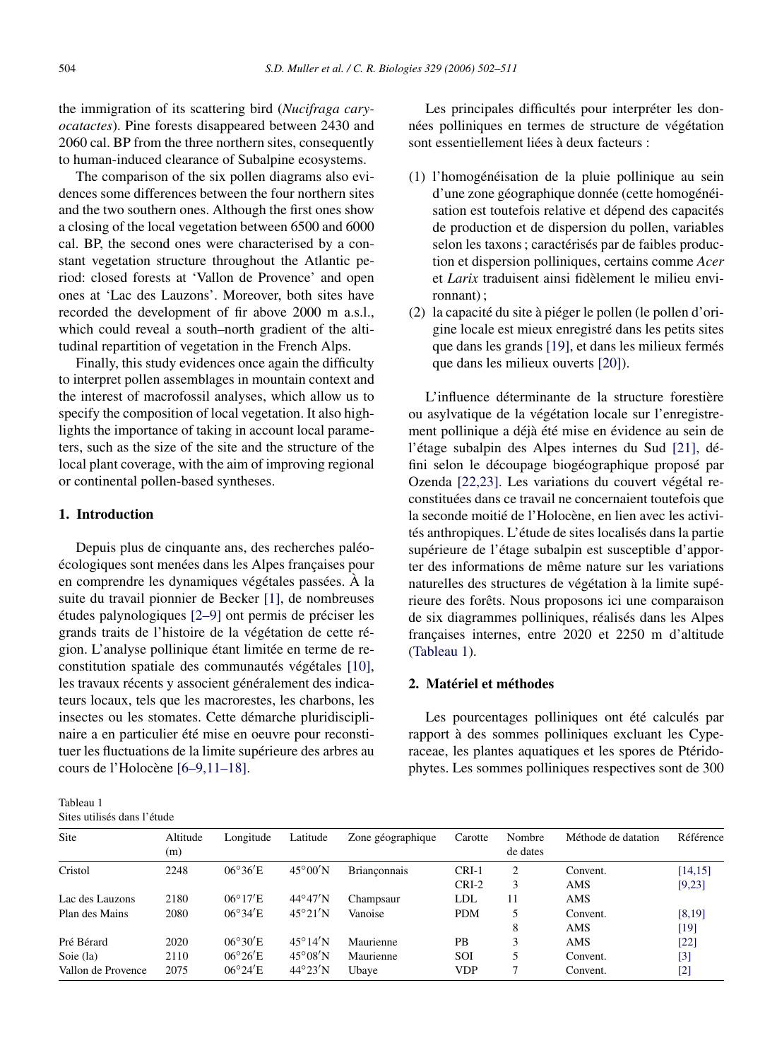the immigration of its scattering bird (*Nucifraga caryocatactes*). Pine forests disappeared between 2430 and 2060 cal. BP from the three northern sites, consequently to human-induced clearance of Subalpine ecosystems.

The comparison of the six pollen diagrams also evidences some differences between the four northern sites and the two southern ones. Although the first ones show a closing of the local vegetation between 6500 and 6000 cal. BP, the second ones were characterised by a constant vegetation structure throughout the Atlantic period: closed forests at 'Vallon de Provence' and open ones at 'Lac des Lauzons'. Moreover, both sites have recorded the development of fir above 2000 m a.s.l., which could reveal a south–north gradient of the altitudinal repartition of vegetation in the French Alps.

Finally, this study evidences once again the difficulty to interpret pollen assemblages in mountain context and the interest of macrofossil analyses, which allow us to specify the composition of local vegetation. It also highlights the importance of taking in account local parameters, such as the size of the site and the structure of the local plant coverage, with the aim of improving regional or continental pollen-based syntheses.

## 1. Introduction

Depuis plus de cinquante ans, des recherches paléoécologiques sont menées dans les Alpes françaises pour en comprendre les dynamiques végétales passées. À la suite du travail pionnier de Becker [1], de nombreuses études palynologiques [2–9] ont permis de préciser les grands traits de l'histoire de la végétation de cette région. L'analyse pollinique étant limitée en terme de reconstitution spatiale des communautés végétales [10], les travaux récents y associent généralement des indicateurs locaux, tels que les macrorestes, les charbons, les insectes ou les stomates. Cette démarche pluridisciplinaire a en particulier été mise en oeuvre pour reconstituer les fluctuations de la limite supérieure des arbres au cours de l'Holocène [6–9,11–18].

Les principales difficultés pour interpréter les données polliniques en termes de structure de végétation sont essentiellement liées à deux facteurs :

(1) l'homogénéisation de la pluie pollinique au sein d'une zone géographique donnée (cette homogénéisation est toutefois relative et dépend des capacités de production et de dispersion du pollen, variables selon les taxons ; caractérisés par de faibles production et dispersion polliniques, certains comme *Acer* et *Larix* traduisent ainsi fidèlement le milieu environnant) ;
(2) la capacité du site à piéger le pollen (le pollen d'origine locale est mieux enregistré dans les petits sites que dans les grands [19], et dans les milieux fermés que dans les milieux ouverts [20]).

L'influence déterminante de la structure forestière ou asylvatique de la végétation locale sur l'enregistrement pollinique a déjà été mise en évidence au sein de l'étage subalpin des Alpes internes du Sud [21], défini selon le découpage biogéographique proposé par Ozenda [22,23]. Les variations du couvert végétal reconstituées dans ce travail ne concernaient toutefois que la seconde moitié de l'Holocène, en lien avec les activités anthropiques. L'étude de sites localisés dans la partie supérieure de l'étage subalpin est susceptible d'apporter des informations de même nature sur les variations naturelles des structures de végétation à la limite supérieure des forêts. Nous proposons ici une comparaison de six diagrammes polliniques, réalisés dans les Alpes françaises internes, entre 2020 et 2250 m d'altitude (Tableau 1).

## 2. Matériel et méthodes

Les pourcentages polliniques ont été calculés par rapport à des sommes polliniques excluant les Cyperaceae, les plantes aquatiques et les spores de Ptéridophytes. Les sommes polliniques respectives sont de 300

Tableau 1
Sites utilisés dans l'étude

| Site | Altitude (m) | Longitude | Latitude | Zone géographique | Carotte | Nombre de dates | Méthode de datation | Référence |
|---|---|---|---|---|---|---|---|---|
| Cristol | 2248 | 06°36′E | 45°00′N | Briançonnais | CRI-1 | 2 | Convent. | [14,15] |
| | | | | | CRI-2 | 3 | AMS | [9,23] |
| Lac des Lauzons | 2180 | 06°17′E | 44°47′N | Champsaur | LDL | 11 | AMS | |
| Plan des Mains | 2080 | 06°34′E | 45°21′N | Vanoise | PDM | 5 | Convent. | [8,19] |
| | | | | | | 8 | AMS | [19] |
| Pré Bérard | 2020 | 06°30′E | 45°14′N | Maurienne | PB | 3 | AMS | [22] |
| Soie (la) | 2110 | 06°26′E | 45°08′N | Maurienne | SOI | 5 | Convent. | [3] |
| Vallon de Provence | 2075 | 06°24′E | 44°23′N | Ubaye | VDP | 7 | Convent. | [2] |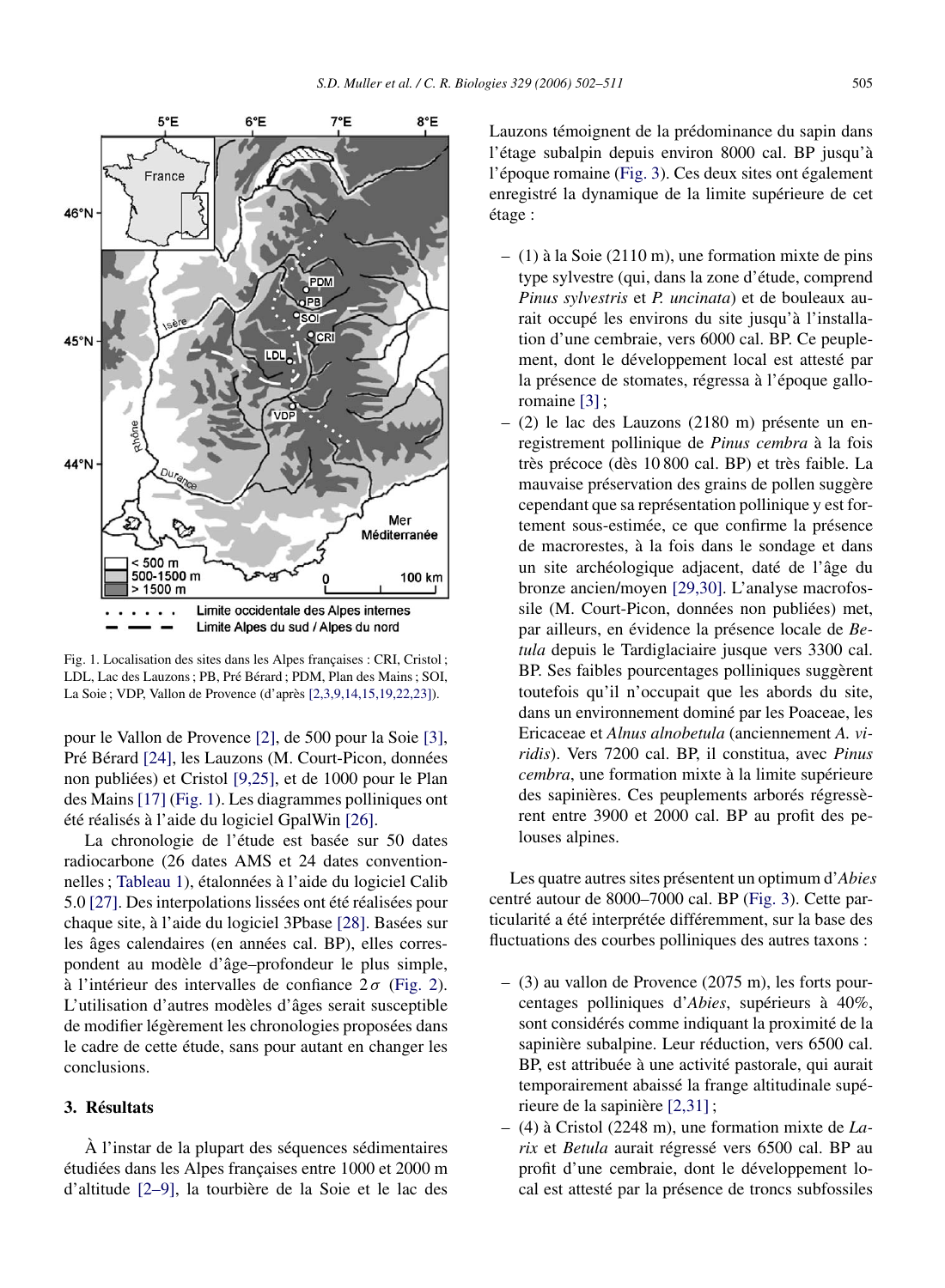Fig. 1. Localisation des sites dans les Alpes françaises : CRI, Cristol ; LDL, Lac des Lauzons ; PB, Pré Bérard ; PDM, Plan des Mains ; SOI, La Soie ; VDP, Vallon de Provence (d'après [2,3,9,14,15,19,22,23]).

pour le Vallon de Provence [2], de 500 pour la Soie [3], Pré Bérard [24], les Lauzons (M. Court-Picon, données non publiées) et Cristol [9,25], et de 1000 pour le Plan des Mains [17] (Fig. 1). Les diagrammes polliniques ont été réalisés à l'aide du logiciel GpalWin [26].

La chronologie de l'étude est basée sur 50 dates radiocarbone (26 dates AMS et 24 dates conventionnelles ; Tableau 1), étalonnées à l'aide du logiciel Calib 5.0 [27]. Des interpolations lissées ont été réalisées pour chaque site, à l'aide du logiciel 3Pbase [28]. Basées sur les âges calendaires (en années cal. BP), elles correspondent au modèle d'âge–profondeur le plus simple, à l'intérieur des intervalles de confiance $2\sigma$ (Fig. 2). L'utilisation d'autres modèles d'âges serait susceptible de modifier légèrement les chronologies proposées dans le cadre de cette étude, sans pour autant en changer les conclusions.

## 3. Résultats

À l'instar de la plupart des séquences sédimentaires étudiées dans les Alpes françaises entre 1000 et 2000 m d'altitude [2–9], la tourbière de la Soie et le lac des Lauzons témoignent de la prédominance du sapin dans l'étage subalpin depuis environ 8000 cal. BP jusqu'à l'époque romaine (Fig. 3). Ces deux sites ont également enregistré la dynamique de la limite supérieure de cet étage :

– (1) à la Soie (2110 m), une formation mixte de pins type sylvestre (qui, dans la zone d'étude, comprend *Pinus sylvestris* et *P. uncinata*) et de bouleaux aurait occupé les environs du site jusqu'à l'installation d'une cembraie, vers 6000 cal. BP. Ce peuplement, dont le développement local est attesté par la présence de stomates, régressa à l'époque gallo-romaine [3] ;
– (2) le lac des Lauzons (2180 m) présente un enregistrement pollinique de *Pinus cembra* à la fois très précoce (dès 10 800 cal. BP) et très faible. La mauvaise préservation des grains de pollen suggère cependant que sa représentation pollinique y est fortement sous-estimée, ce que confirme la présence de macrorestes, à la fois dans le sondage et dans un site archéologique adjacent, daté de l'âge du bronze ancien/moyen [29,30]. L'analyse macrofossile (M. Court-Picon, données non publiées) met, par ailleurs, en évidence la présence locale de *Betula* depuis le Tardiglaciaire jusque vers 3300 cal. BP. Ses faibles pourcentages polliniques suggèrent toutefois qu'il n'occupait que les abords du site, dans un environnement dominé par les Poaceae, les Ericaceae et *Alnus alnobetula* (anciennement *A. viridis*). Vers 7200 cal. BP, il constitua, avec *Pinus cembra*, une formation mixte à la limite supérieure des sapinières. Ces peuplements arborés régressèrent entre 3900 et 2000 cal. BP au profit des pelouses alpines.

Les quatre autres sites présentent un optimum d'*Abies* centré autour de 8000–7000 cal. BP (Fig. 3). Cette particularité a été interprétée différemment, sur la base des fluctuations des courbes polliniques des autres taxons :

– (3) au vallon de Provence (2075 m), les forts pourcentages polliniques d'*Abies*, supérieurs à 40%, sont considérés comme indiquant la proximité de la sapinière subalpine. Leur réduction, vers 6500 cal. BP, est attribuée à une activité pastorale, qui aurait temporairement abaissé la frange altitudinale supérieure de la sapinière [2,31] ;
– (4) à Cristol (2248 m), une formation mixte de *Larix* et *Betula* aurait régressé vers 6500 cal. BP au profit d'une cembraie, dont le développement local est attesté par la présence de troncs subfossiles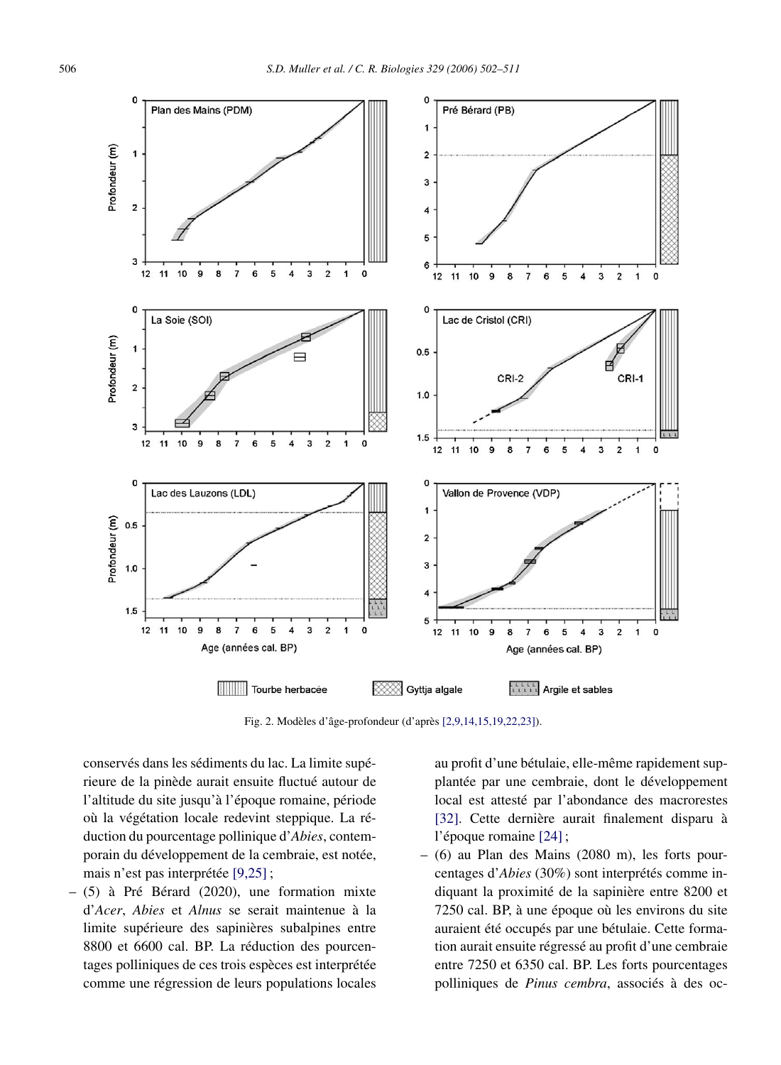Fig. 2. Modèles d'âge-profondeur (d'après [2,9,14,15,19,22,23]).

conservés dans les sédiments du lac. La limite supérieure de la pinède aurait ensuite fluctué autour de l'altitude du site jusqu'à l'époque romaine, période où la végétation locale redevint steppique. La réduction du pourcentage pollinique d'*Abies*, contemporain du développement de la cembraie, est notée, mais n'est pas interprétée [9,25] ;

– (5) à Pré Bérard (2020), une formation mixte d'*Acer*, *Abies* et *Alnus* se serait maintenue à la limite supérieure des sapinières subalpines entre 8800 et 6600 cal. BP. La réduction des pourcentages polliniques de ces trois espèces est interprétée comme une régression de leurs populations locales au profit d'une bétulaie, elle-même rapidement supplantée par une cembraie, dont le développement local est attesté par l'abondance des macrorestes [32]. Cette dernière aurait finalement disparu à l'époque romaine [24] ;

– (6) au Plan des Mains (2080 m), les forts pourcentages d'*Abies* (30%) sont interprétés comme indiquant la proximité de la sapinière entre 8200 et 7250 cal. BP, à une époque où les environs du site auraient été occupés par une bétulaie. Cette formation aurait ensuite régressé au profit d'une cembraie entre 7250 et 6350 cal. BP. Les forts pourcentages polliniques de *Pinus cembra*, associés à des oc-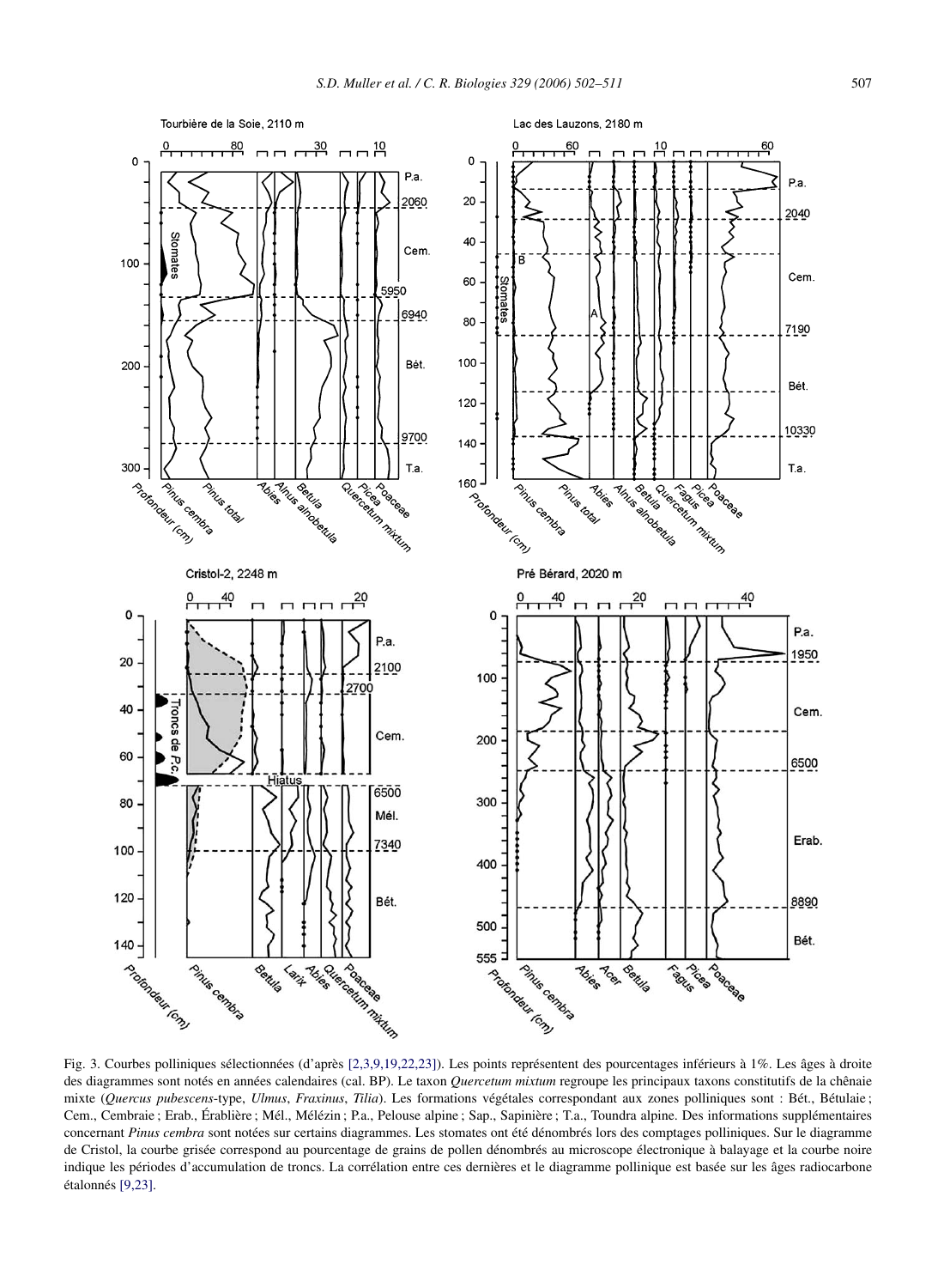Fig. 3. Courbes polliniques sélectionnées (d'après [2,3,9,19,22,23]). Les points représentent des pourcentages inférieurs à 1%. Les âges à droite des diagrammes sont notés en années calendaires (cal. BP). Le taxon *Quercetum mixtum* regroupe les principaux taxons constitutifs de la chênaie mixte (*Quercus pubescens*-type, *Ulmus*, *Fraxinus*, *Tilia*). Les formations végétales correspondant aux zones polliniques sont : Bét., Bétulaie ; Cem., Cembraie ; Erab., Érablière ; Mél., Mélézin ; P.a., Pelouse alpine ; Sap., Sapinière ; T.a., Toundra alpine. Des informations supplémentaires concernant *Pinus cembra* sont notées sur certains diagrammes. Les stomates ont été dénombrés lors des comptages polliniques. Sur le diagramme de Cristol, la courbe grisée correspond au pourcentage de grains de pollen dénombrés au microscope électronique à balayage et la courbe noire indique les périodes d'accumulation de troncs. La corrélation entre ces dernières et le diagramme pollinique est basée sur les âges radiocarbone étalonnés [9,23].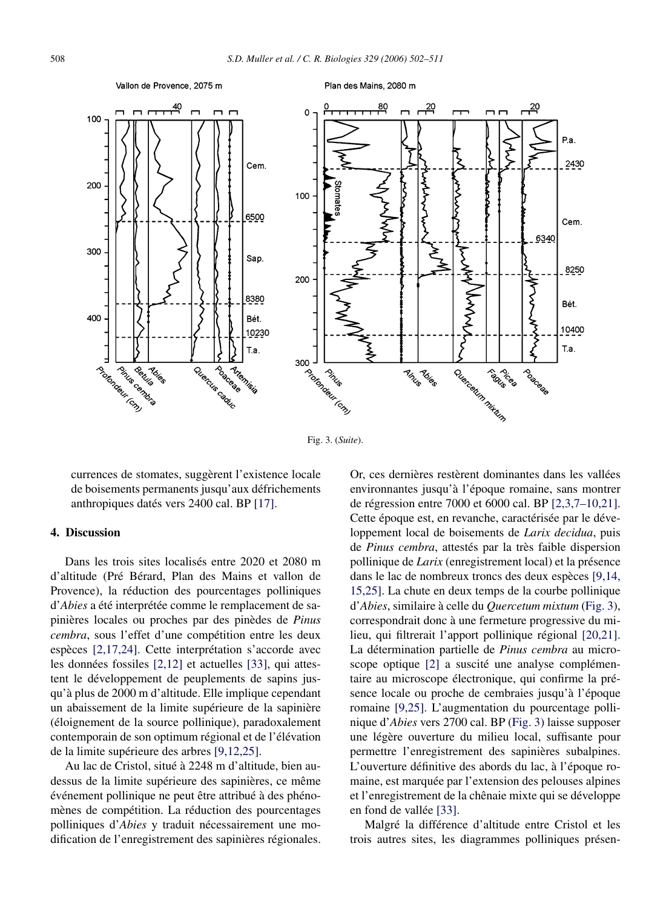Fig. 3. (*Suite*).

currences de stomates, suggèrent l'existence locale de boisements permanents jusqu'aux défrichements anthropiques datés vers 2400 cal. BP [17].

## 4. Discussion

Dans les trois sites localisés entre 2020 et 2080 m d'altitude (Pré Bérard, Plan des Mains et vallon de Provence), la réduction des pourcentages polliniques d'*Abies* a été interprétée comme le remplacement de sapinières locales ou proches par des pinèdes de *Pinus cembra*, sous l'effet d'une compétition entre les deux espèces [2,17,24]. Cette interprétation s'accorde avec les données fossiles [2,12] et actuelles [33], qui attestent le développement de peuplements de sapins jusqu'à plus de 2000 m d'altitude. Elle implique cependant un abaissement de la limite supérieure de la sapinière (éloignement de la source pollinique), paradoxalement contemporain de son optimum régional et de l'élévation de la limite supérieure des arbres [9,12,25].

Au lac de Cristol, situé à 2248 m d'altitude, bien audessus de la limite supérieure des sapinières, ce même événement pollinique ne peut être attribué à des phénomènes de compétition. La réduction des pourcentages polliniques d'*Abies* y traduit nécessairement une modification de l'enregistrement des sapinières régionales. Or, ces dernières restèrent dominantes dans les vallées environnantes jusqu'à l'époque romaine, sans montrer de régression entre 7000 et 6000 cal. BP [2,3,7–10,21]. Cette époque est, en revanche, caractérisée par le développement local de boisements de *Larix decidua*, puis de *Pinus cembra*, attestés par la très faible dispersion pollinique de *Larix* (enregistrement local) et la présence dans le lac de nombreux troncs des deux espèces [9,14, 15,25]. La chute en deux temps de la courbe pollinique d'*Abies*, similaire à celle du *Quercetum mixtum* (Fig. 3), correspondrait donc à une fermeture progressive du milieu, qui filtrerait l'apport pollinique régional [20,21]. La détermination partielle de *Pinus cembra* au microscope optique [2] a suscité une analyse complémentaire au microscope électronique, qui confirme la présence locale ou proche de cembraies jusqu'à l'époque romaine [9,25]. L'augmentation du pourcentage pollinique d'*Abies* vers 2700 cal. BP (Fig. 3) laisse supposer une légère ouverture du milieu local, suffisante pour permettre l'enregistrement des sapinières subalpines. L'ouverture définitive des abords du lac, à l'époque romaine, est marquée par l'extension des pelouses alpines et l'enregistrement de la chênaie mixte qui se développe en fond de vallée [33].

Malgré la différence d'altitude entre Cristol et les trois autres sites, les diagrammes polliniques présen-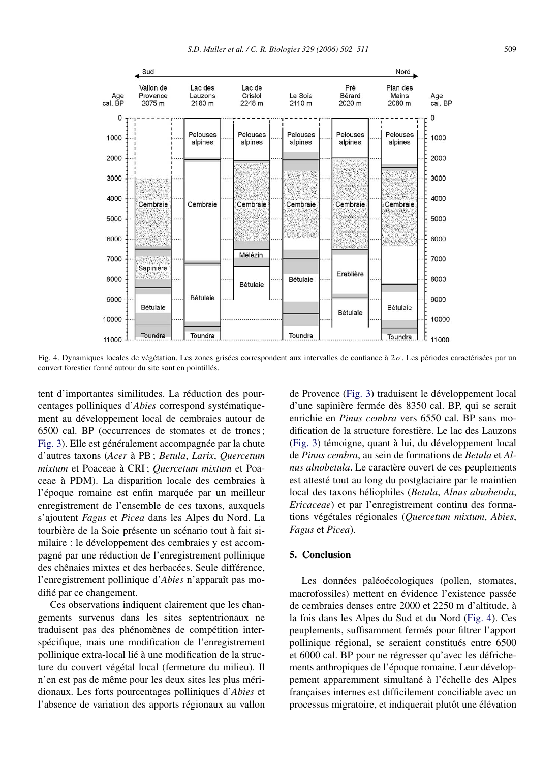Fig. 4. Dynamiques locales de végétation. Les zones grisées correspondent aux intervalles de confiance à $2\sigma$. Les périodes caractérisées par un couvert forestier fermé autour du site sont en pointillés.

tent d'importantes similitudes. La réduction des pourcentages polliniques d'*Abies* correspond systématiquement au développement local de cembraies autour de 6500 cal. BP (occurrences de stomates et de troncs ; Fig. 3). Elle est généralement accompagnée par la chute d'autres taxons (*Acer* à PB ; *Betula*, *Larix*, *Quercetum mixtum* et Poaceae à CRI ; *Quercetum mixtum* et Poaceae à PDM). La disparition locale des cembraies à l'époque romaine est enfin marquée par un meilleur enregistrement de l'ensemble de ces taxons, auxquels s'ajoutent *Fagus* et *Picea* dans les Alpes du Nord. La tourbière de la Soie présente un scénario tout à fait similaire : le développement des cembraies y est accompagné par une réduction de l'enregistrement pollinique des chênaies mixtes et des herbacées. Seule différence, l'enregistrement pollinique d'*Abies* n'apparaît pas modifié par ce changement.

Ces observations indiquent clairement que les changements survenus dans les sites septentrionaux ne traduisent pas des phénomènes de compétition interspécifique, mais une modification de l'enregistrement pollinique extra-local lié à une modification de la structure du couvert végétal local (fermeture du milieu). Il n'en est pas de même pour les deux sites les plus méridionaux. Les forts pourcentages polliniques d'*Abies* et l'absence de variation des apports régionaux au vallon de Provence (Fig. 3) traduisent le développement local d'une sapinière fermée dès 8350 cal. BP, qui se serait enrichie en *Pinus cembra* vers 6550 cal. BP sans modification de la structure forestière. Le lac des Lauzons (Fig. 3) témoigne, quant à lui, du développement local de *Pinus cembra*, au sein de formations de *Betula* et *Alnus alnobetula*. Le caractère ouvert de ces peuplements est attesté tout au long du postglaciaire par le maintien local des taxons héliophiles (*Betula*, *Alnus alnobetula*, *Ericaceae*) et par l'enregistrement continu des formations végétales régionales (*Quercetum mixtum*, *Abies*, *Fagus* et *Picea*).

## 5. Conclusion

Les données paléoécologiques (pollen, stomates, macrofossiles) mettent en évidence l'existence passée de cembraies denses entre 2000 et 2250 m d'altitude, à la fois dans les Alpes du Sud et du Nord (Fig. 4). Ces peuplements, suffisamment fermés pour filtrer l'apport pollinique régional, se seraient constitués entre 6500 et 6000 cal. BP pour ne régresser qu'avec les défrichements anthropiques de l'époque romaine. Leur développement apparemment simultané à l'échelle des Alpes françaises internes est difficilement conciliable avec un processus migratoire, et indiquerait plutôt une élévation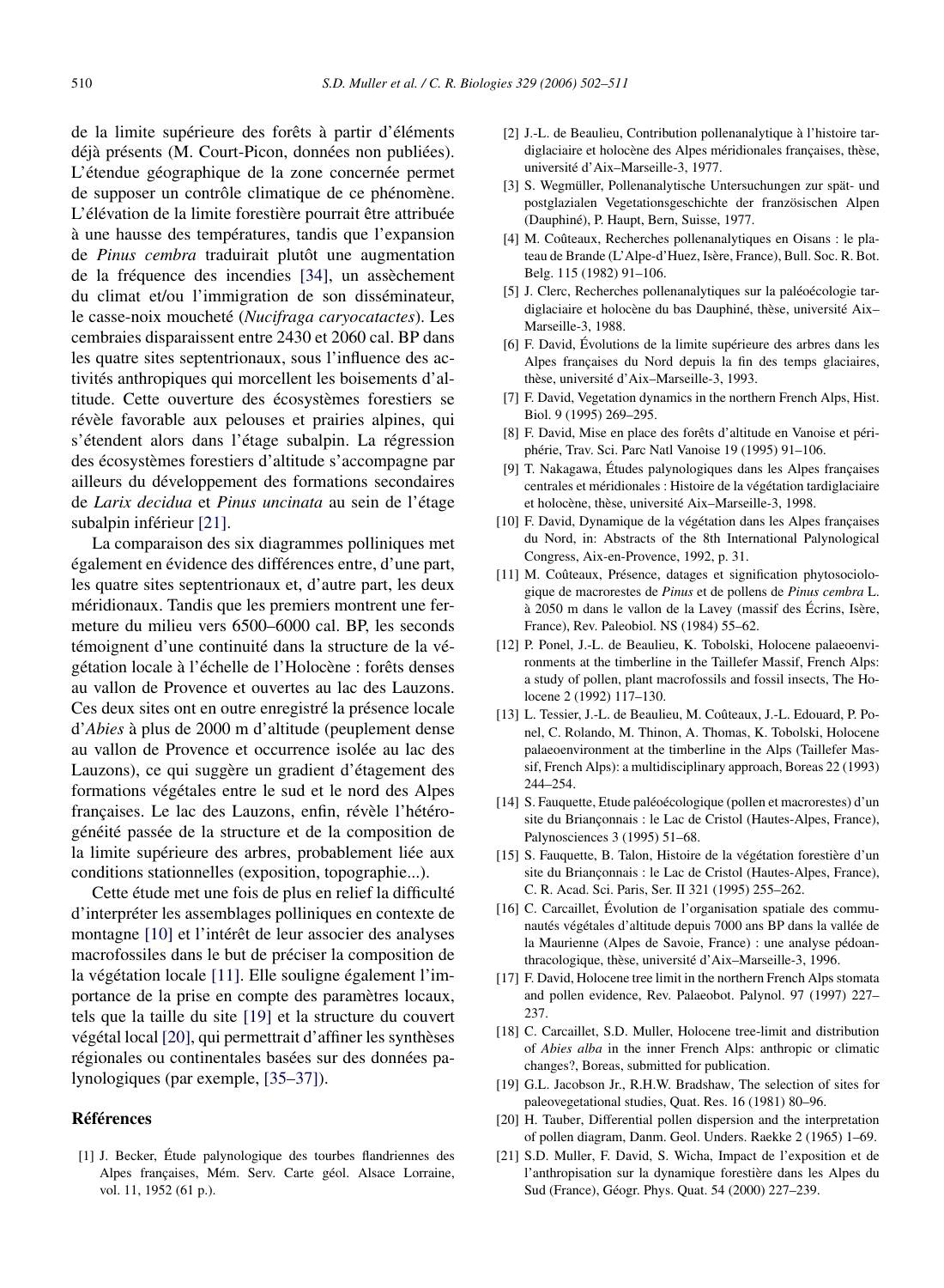de la limite supérieure des forêts à partir d'éléments déjà présents (M. Court-Picon, données non publiées). L'étendue géographique de la zone concernée permet de supposer un contrôle climatique de ce phénomène. L'élévation de la limite forestière pourrait être attribuée à une hausse des températures, tandis que l'expansion de *Pinus cembra* traduirait plutôt une augmentation de la fréquence des incendies [34], un assèchement du climat et/ou l'immigration de son disséminateur, le casse-noix moucheté (*Nucifraga caryocatactes*). Les cembraies disparaissent entre 2430 et 2060 cal. BP dans les quatre sites septentrionaux, sous l'influence des activités anthropiques qui morcellent les boisements d'altitude. Cette ouverture des écosystèmes forestiers se révèle favorable aux pelouses et prairies alpines, qui s'étendent alors dans l'étage subalpin. La régression des écosystèmes forestiers d'altitude s'accompagne par ailleurs du développement des formations secondaires de *Larix decidua* et *Pinus uncinata* au sein de l'étage subalpin inférieur [21].

La comparaison des six diagrammes polliniques met également en évidence des différences entre, d'une part, les quatre sites septentrionaux et, d'autre part, les deux méridionaux. Tandis que les premiers montrent une fermeture du milieu vers 6500–6000 cal. BP, les seconds témoignent d'une continuité dans la structure de la végétation locale à l'échelle de l'Holocène : forêts denses au vallon de Provence et ouvertes au lac des Lauzons. Ces deux sites ont en outre enregistré la présence locale d'*Abies* à plus de 2000 m d'altitude (peuplement dense au vallon de Provence et occurrence isolée au lac des Lauzons), ce qui suggère un gradient d'étagement des formations végétales entre le sud et le nord des Alpes françaises. Le lac des Lauzons, enfin, révèle l'hétérogénéité passée de la structure et de la composition de la limite supérieure des arbres, probablement liée aux conditions stationnelles (exposition, topographie...).

Cette étude met une fois de plus en relief la difficulté d'interpréter les assemblages polliniques en contexte de montagne [10] et l'intérêt de leur associer des analyses macrofossiles dans le but de préciser la composition de la végétation locale [11]. Elle souligne également l'importance de la prise en compte des paramètres locaux, tels que la taille du site [19] et la structure du couvert végétal local [20], qui permettrait d'affiner les synthèses régionales ou continentales basées sur des données palynologiques (par exemple, [35–37]).

## Références

[1] J. Becker, Étude palynologique des tourbes flandriennes des Alpes françaises, Mém. Serv. Carte géol. Alsace Lorraine, vol. 11, 1952 (61 p.).

[2] J.-L. de Beaulieu, Contribution pollenanalytique à l'histoire tardiglaciaire et holocène des Alpes méridionales françaises, thèse, université d'Aix–Marseille-3, 1977.

[3] S. Wegmüller, Pollenanalytische Untersuchungen zur spät- und postglazialen Vegetationsgeschichte der französischen Alpen (Dauphiné), P. Haupt, Bern, Suisse, 1977.

[4] M. Coûteaux, Recherches pollenanalytiques en Oisans : le plateau de Brande (L'Alpe-d'Huez, Isère, France), Bull. Soc. R. Bot. Belg. 115 (1982) 91–106.

[5] J. Clerc, Recherches pollenanalytiques sur la paléoécologie tardiglaciaire et holocène du bas Dauphiné, thèse, université Aix–Marseille-3, 1988.

[6] F. David, Évolutions de la limite supérieure des arbres dans les Alpes françaises du Nord depuis la fin des temps glaciaires, thèse, université d'Aix–Marseille-3, 1993.

[7] F. David, Vegetation dynamics in the northern French Alps, Hist. Biol. 9 (1995) 269–295.

[8] F. David, Mise en place des forêts d'altitude en Vanoise et périphérie, Trav. Sci. Parc Natl Vanoise 19 (1995) 91–106.

[9] T. Nakagawa, Études palynologiques dans les Alpes françaises centrales et méridionales : Histoire de la végétation tardiglaciaire et holocène, thèse, université Aix–Marseille-3, 1998.

[10] F. David, Dynamique de la végétation dans les Alpes françaises du Nord, in: Abstracts of the 8th International Palynological Congress, Aix-en-Provence, 1992, p. 31.

[11] M. Coûteaux, Présence, datages et signification phytosociologique de macrorestes de *Pinus* et de pollens de *Pinus cembra* L. à 2050 m dans le vallon de la Lavey (massif des Écrins, Isère, France), Rev. Paleobiol. NS (1984) 55–62.

[12] P. Ponel, J.-L. de Beaulieu, K. Tobolski, Holocene palaeoenvironments at the timberline in the Taillefer Massif, French Alps: a study of pollen, plant macrofossils and fossil insects, The Holocene 2 (1992) 117–130.

[13] L. Tessier, J.-L. de Beaulieu, M. Coûteaux, J.-L. Edouard, P. Ponel, C. Rolando, M. Thinon, A. Thomas, K. Tobolski, Holocene palaeoenvironment at the timberline in the Alps (Taillefer Massif, French Alps): a multidisciplinary approach, Boreas 22 (1993) 244–254.

[14] S. Fauquette, Etude paléoécologique (pollen et macrorestes) d'un site du Briançonnais : le Lac de Cristol (Hautes-Alpes, France), Palynosciences 3 (1995) 51–68.

[15] S. Fauquette, B. Talon, Histoire de la végétation forestière d'un site du Briançonnais : le Lac de Cristol (Hautes-Alpes, France), C. R. Acad. Sci. Paris, Ser. II 321 (1995) 255–262.

[16] C. Carcaillet, Évolution de l'organisation spatiale des communautés végétales d'altitude depuis 7000 ans BP dans la vallée de la Maurienne (Alpes de Savoie, France) : une analyse pédoanthracologique, thèse, université d'Aix–Marseille-3, 1996.

[17] F. David, Holocene tree limit in the northern French Alps stomata and pollen evidence, Rev. Palaeobot. Palynol. 97 (1997) 227–237.

[18] C. Carcaillet, S.D. Muller, Holocene tree-limit and distribution of *Abies alba* in the inner French Alps: anthropic or climatic changes?, Boreas, submitted for publication.

[19] G.L. Jacobson Jr., R.H.W. Bradshaw, The selection of sites for paleovegetational studies, Quat. Res. 16 (1981) 80–96.

[20] H. Tauber, Differential pollen dispersion and the interpretation of pollen diagram, Danm. Geol. Unders. Raekke 2 (1965) 1–69.

[21] S.D. Muller, F. David, S. Wicha, Impact de l'exposition et de l'anthropisation sur la dynamique forestière dans les Alpes du Sud (France), Géogr. Phys. Quat. 54 (2000) 227–239.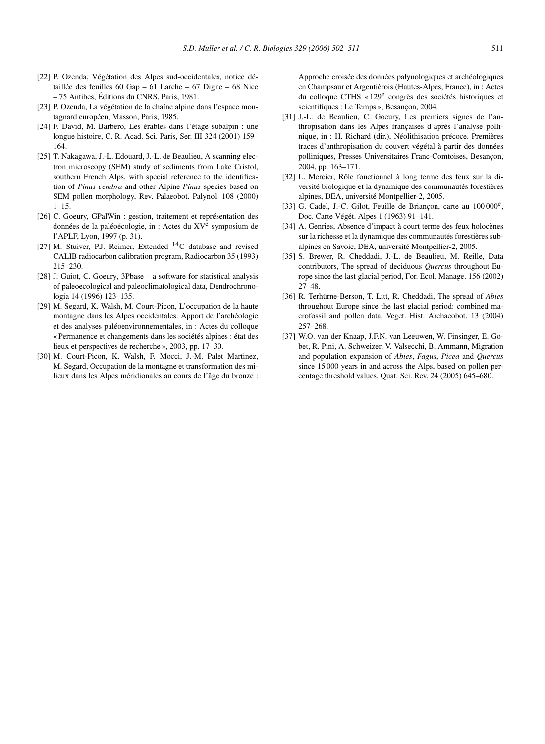[22] P. Ozenda, Végétation des Alpes sud-occidentales, notice détaillée des feuilles 60 Gap – 61 Larche – 67 Digne – 68 Nice – 75 Antibes, Éditions du CNRS, Paris, 1981.

[23] P. Ozenda, La végétation de la chaîne alpine dans l'espace montagnard européen, Masson, Paris, 1985.

[24] F. David, M. Barbero, Les érables dans l'étage subalpin : une longue histoire, C. R. Acad. Sci. Paris, Ser. III 324 (2001) 159–164.

[25] T. Nakagawa, J.-L. Edouard, J.-L. de Beaulieu, A scanning electron microscopy (SEM) study of sediments from Lake Cristol, southern French Alps, with special reference to the identification of *Pinus cembra* and other Alpine *Pinus* species based on SEM pollen morphology, Rev. Palaeobot. Palynol. 108 (2000) 1–15.

[26] C. Goeury, GPalWin : gestion, traitement et représentation des données de la paléoécologie, in : Actes du XV[e] symposium de l'APLF, Lyon, 1997 (p. 31).

[27] M. Stuiver, P.J. Reimer, Extended $^{14}$C database and revised CALIB radiocarbon calibration program, Radiocarbon 35 (1993) 215–230.

[28] J. Guiot, C. Goeury, 3Pbase – a software for statistical analysis of paleoecological and paleoclimatological data, Dendrochronologia 14 (1996) 123–135.

[29] M. Segard, K. Walsh, M. Court-Picon, L'occupation de la haute montagne dans les Alpes occidentales. Apport de l'archéologie et des analyses paléoenvironnementales, in : Actes du colloque « Permanence et changements dans les sociétés alpines : état des lieux et perspectives de recherche », 2003, pp. 17–30.

[30] M. Court-Picon, K. Walsh, F. Mocci, J.-M. Palet Martinez, M. Segard, Occupation de la montagne et transformation des milieux dans les Alpes méridionales au cours de l'âge du bronze : Approche croisée des données palynologiques et archéologiques en Champsaur et Argentièrois (Hautes-Alpes, France), in : Actes du colloque CTHS « 129[e] congrès des sociétés historiques et scientifiques : Le Temps », Besançon, 2004.

[31] J.-L. de Beaulieu, C. Goeury, Les premiers signes de l'anthropisation dans les Alpes françaises d'après l'analyse pollinique, in : H. Richard (dir.), Néolithisation précoce. Premières traces d'anthropisation du couvert végétal à partir des données polliniques, Presses Universitaires Franc-Comtoises, Besançon, 2004, pp. 163–171.

[32] L. Mercier, Rôle fonctionnel à long terme des feux sur la diversité biologique et la dynamique des communautés forestières alpines, DEA, université Montpellier-2, 2005.

[33] G. Cadel, J.-C. Gilot, Feuille de Briançon, carte au 100 000[e], Doc. Carte Végét. Alpes 1 (1963) 91–141.

[34] A. Genries, Absence d'impact à court terme des feux holocènes sur la richesse et la dynamique des communautés forestières subalpines en Savoie, DEA, université Montpellier-2, 2005.

[35] S. Brewer, R. Cheddadi, J.-L. de Beaulieu, M. Reille, Data contributors, The spread of deciduous *Quercus* throughout Europe since the last glacial period, For. Ecol. Manage. 156 (2002) 27–48.

[36] R. Terhürne-Berson, T. Litt, R. Cheddadi, The spread of *Abies* throughout Europe since the last glacial period: combined macrofossil and pollen data, Veget. Hist. Archaeobot. 13 (2004) 257–268.

[37] W.O. van der Knaap, J.F.N. van Leeuwen, W. Finsinger, E. Gobet, R. Pini, A. Schweizer, V. Valsecchi, B. Ammann, Migration and population expansion of *Abies*, *Fagus*, *Picea* and *Quercus* since 15 000 years in and across the Alps, based on pollen percentage threshold values, Quat. Sci. Rev. 24 (2005) 645–680.